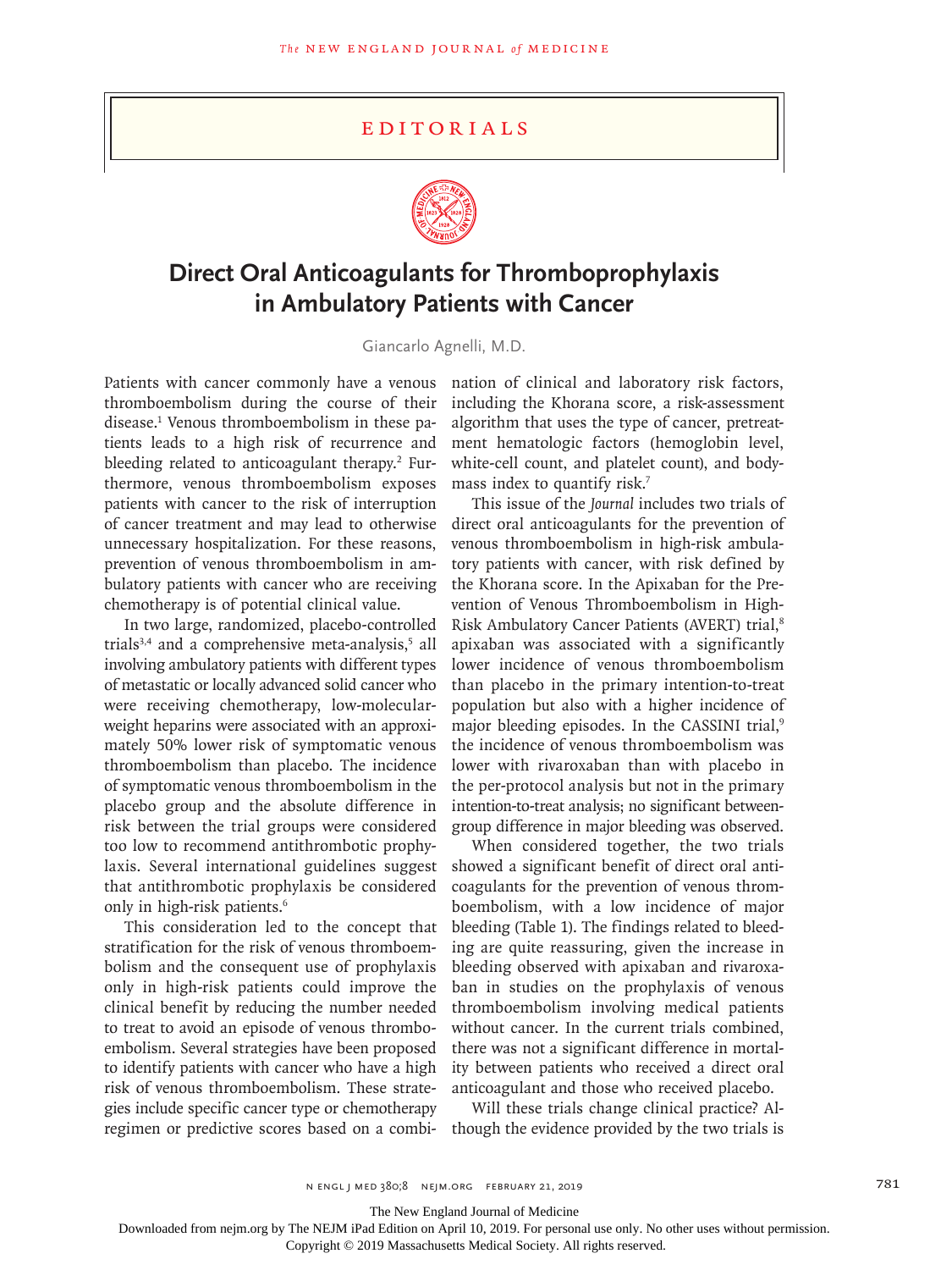# Editorials

## Direct Oral Anticoagulants for Thromboprophylaxis in Ambulatory Patients with Cancer

Giancarlo Agnelli, M.D.

Patients with cancer commonly have a venous thromboembolism during the course of their disease.[1] Venous thromboembolism in these patients leads to a high risk of recurrence and bleeding related to anticoagulant therapy.[2] Furthermore, venous thromboembolism exposes patients with cancer to the risk of interruption of cancer treatment and may lead to otherwise unnecessary hospitalization. For these reasons, prevention of venous thromboembolism in ambulatory patients with cancer who are receiving chemotherapy is of potential clinical value.

In two large, randomized, placebo-controlled trials[3,4] and a comprehensive meta-analysis,[5] all involving ambulatory patients with different types of metastatic or locally advanced solid cancer who were receiving chemotherapy, low-molecular-weight heparins were associated with an approximately 50% lower risk of symptomatic venous thromboembolism than placebo. The incidence of symptomatic venous thromboembolism in the placebo group and the absolute difference in risk between the trial groups were considered too low to recommend antithrombotic prophylaxis. Several international guidelines suggest that antithrombotic prophylaxis be considered only in high-risk patients.[6]

This consideration led to the concept that stratification for the risk of venous thromboembolism and the consequent use of prophylaxis only in high-risk patients could improve the clinical benefit by reducing the number needed to treat to avoid an episode of venous thromboembolism. Several strategies have been proposed to identify patients with cancer who have a high risk of venous thromboembolism. These strategies include specific cancer type or chemotherapy regimen or predictive scores based on a combination of clinical and laboratory risk factors, including the Khorana score, a risk-assessment algorithm that uses the type of cancer, pretreatment hematologic factors (hemoglobin level, white-cell count, and platelet count), and body-mass index to quantify risk.[7]

This issue of the *Journal* includes two trials of direct oral anticoagulants for the prevention of venous thromboembolism in high-risk ambulatory patients with cancer, with risk defined by the Khorana score. In the Apixaban for the Prevention of Venous Thromboembolism in High-Risk Ambulatory Cancer Patients (AVERT) trial,[8] apixaban was associated with a significantly lower incidence of venous thromboembolism than placebo in the primary intention-to-treat population but also with a higher incidence of major bleeding episodes. In the CASSINI trial,[9] the incidence of venous thromboembolism was lower with rivaroxaban than with placebo in the per-protocol analysis but not in the primary intention-to-treat analysis; no significant between-group difference in major bleeding was observed.

When considered together, the two trials showed a significant benefit of direct oral anticoagulants for the prevention of venous thromboembolism, with a low incidence of major bleeding (Table 1). The findings related to bleeding are quite reassuring, given the increase in bleeding observed with apixaban and rivaroxaban in studies on the prophylaxis of venous thromboembolism involving medical patients without cancer. In the current trials combined, there was not a significant difference in mortality between patients who received a direct oral anticoagulant and those who received placebo.

Will these trials change clinical practice? Although the evidence provided by the two trials is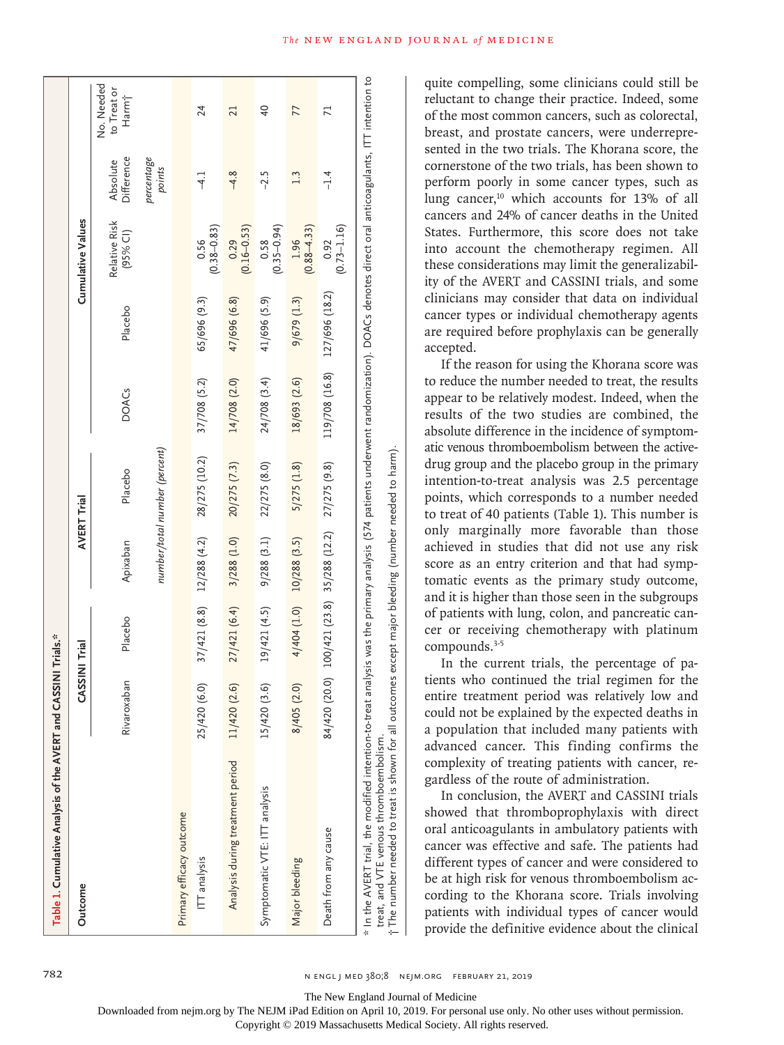**Table 1. Cumulative Analysis of the AVERT and CASSINI Trials.***

| Outcome | CASSINI Trial | | AVERT Trial | | Cumulative Values | | | | |
|---|---|---|---|---|---|---|---|---|---|
| | Rivaroxaban | Placebo | Apixaban | Placebo | DOACs | Placebo | Relative Risk (95% CI) | Absolute Difference | No. Needed to Treat or Harm† |
| | *number/total number (percent)* | | | | | | | *percentage points* | |
| Primary efficacy outcome | | | | | | | | | |
| ITT analysis | 25/420 (6.0) | 37/421 (8.8) | 12/288 (4.2) | 28/275 (10.2) | 37/708 (5.2) | 65/696 (9.3) | 0.56 (0.38–0.83) | −4.1 | 24 |
| Analysis during treatment period | 11/420 (2.6) | 27/421 (6.4) | 3/288 (1.0) | 20/275 (7.3) | 14/708 (2.0) | 47/696 (6.8) | 0.29 (0.16–0.53) | −4.8 | 21 |
| Symptomatic VTE: ITT analysis | 15/420 (3.6) | 19/421 (4.5) | 9/288 (3.1) | 22/275 (8.0) | 24/708 (3.4) | 41/696 (5.9) | 0.58 (0.35–0.94) | −2.5 | 40 |
| Major bleeding | 8/405 (2.0) | 4/404 (1.0) | 10/288 (3.5) | 5/275 (1.8) | 18/693 (2.6) | 9/679 (1.3) | 1.96 (0.88–4.33) | 1.3 | 77 |
| Death from any cause | 84/420 (20.0) | 100/421 (23.8) | 35/288 (12.2) | 27/275 (9.8) | 119/708 (16.8) | 127/696 (18.2) | 0.92 (0.73–1.16) | −1.4 | 71 |

\* In the AVERT trial, the modified intention-to-treat analysis was the primary analysis (574 patients underwent randomization). DOACs denotes direct oral anticoagulants, ITT intention to treat, and VTE venous thromboembolism.

† The number needed to treat is shown for all outcomes except major bleeding (number needed to harm).

quite compelling, some clinicians could still be reluctant to change their practice. Indeed, some of the most common cancers, such as colorectal, breast, and prostate cancers, were underrepresented in the two trials. The Khorana score, the cornerstone of the two trials, has been shown to perform poorly in some cancer types, such as lung cancer,[10] which accounts for 13% of all cancers and 24% of cancer deaths in the United States. Furthermore, this score does not take into account the chemotherapy regimen. All these considerations may limit the generalizability of the AVERT and CASSINI trials, and some clinicians may consider that data on individual cancer types or individual chemotherapy agents are required before prophylaxis can be generally accepted.

If the reason for using the Khorana score was to reduce the number needed to treat, the results appear to be relatively modest. Indeed, when the results of the two studies are combined, the absolute difference in the incidence of symptomatic venous thromboembolism between the active-drug group and the placebo group in the primary intention-to-treat analysis was 2.5 percentage points, which corresponds to a number needed to treat of 40 patients (Table 1). This number is only marginally more favorable than those achieved in studies that did not use any risk score as an entry criterion and that had symptomatic events as the primary study outcome, and it is higher than those seen in the subgroups of patients with lung, colon, and pancreatic cancer or receiving chemotherapy with platinum compounds.[3-5]

In the current trials, the percentage of patients who continued the trial regimen for the entire treatment period was relatively low and could not be explained by the expected deaths in a population that included many patients with advanced cancer. This finding confirms the complexity of treating patients with cancer, regardless of the route of administration.

In conclusion, the AVERT and CASSINI trials showed that thromboprophylaxis with direct oral anticoagulants in ambulatory patients with cancer was effective and safe. The patients had different types of cancer and were considered to be at high risk for venous thromboembolism according to the Khorana score. Trials involving patients with individual types of cancer would provide the definitive evidence about the clinical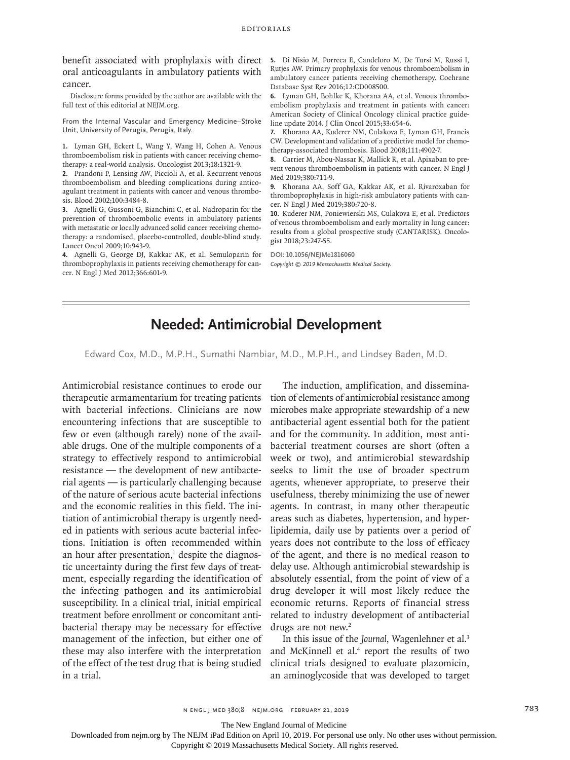benefit associated with prophylaxis with direct oral anticoagulants in ambulatory patients with cancer.

Disclosure forms provided by the author are available with the full text of this editorial at NEJM.org.

From the Internal Vascular and Emergency Medicine–Stroke Unit, University of Perugia, Perugia, Italy.

1. Lyman GH, Eckert L, Wang Y, Wang H, Cohen A. Venous thromboembolism risk in patients with cancer receiving chemotherapy: a real-world analysis. Oncologist 2013;18:1321-9.

2. Prandoni P, Lensing AW, Piccioli A, et al. Recurrent venous thromboembolism and bleeding complications during anticoagulant treatment in patients with cancer and venous thrombosis. Blood 2002;100:3484-8.

3. Agnelli G, Gussoni G, Bianchini C, et al. Nadroparin for the prevention of thromboembolic events in ambulatory patients with metastatic or locally advanced solid cancer receiving chemotherapy: a randomised, placebo-controlled, double-blind study. Lancet Oncol 2009;10:943-9.

4. Agnelli G, George DJ, Kakkar AK, et al. Semuloparin for thromboprophylaxis in patients receiving chemotherapy for cancer. N Engl J Med 2012;366:601-9.

5. Di Nisio M, Porreca E, Candeloro M, De Tursi M, Russi I, Rutjes AW. Primary prophylaxis for venous thromboembolism in ambulatory cancer patients receiving chemotherapy. Cochrane Database Syst Rev 2016;12:CD008500.

6. Lyman GH, Bohlke K, Khorana AA, et al. Venous thromboembolism prophylaxis and treatment in patients with cancer: American Society of Clinical Oncology clinical practice guideline update 2014. J Clin Oncol 2015;33:654-6.

7. Khorana AA, Kuderer NM, Culakova E, Lyman GH, Francis CW. Development and validation of a predictive model for chemotherapy-associated thrombosis. Blood 2008;111:4902-7.

8. Carrier M, Abou-Nassar K, Mallick R, et al. Apixaban to prevent venous thromboembolism in patients with cancer. N Engl J Med 2019;380:711-9.

9. Khorana AA, Soff GA, Kakkar AK, et al. Rivaroxaban for thromboprophylaxis in high-risk ambulatory patients with cancer. N Engl J Med 2019;380:720-8.

10. Kuderer NM, Poniewierski MS, Culakova E, et al. Predictors of venous thromboembolism and early mortality in lung cancer: results from a global prospective study (CANTARISK). Oncologist 2018;23:247-55.

DOI: 10.1056/NEJMe1816060

*Copyright © 2019 Massachusetts Medical Society.*

# Needed: Antimicrobial Development

Edward Cox, M.D., M.P.H., Sumathi Nambiar, M.D., M.P.H., and Lindsey Baden, M.D.

Antimicrobial resistance continues to erode our therapeutic armamentarium for treating patients with bacterial infections. Clinicians are now encountering infections that are susceptible to few or even (although rarely) none of the available drugs. One of the multiple components of a strategy to effectively respond to antimicrobial resistance — the development of new antibacterial agents — is particularly challenging because of the nature of serious acute bacterial infections and the economic realities in this field. The initiation of antimicrobial therapy is urgently needed in patients with serious acute bacterial infections. Initiation is often recommended within an hour after presentation,[1] despite the diagnostic uncertainty during the first few days of treatment, especially regarding the identification of the infecting pathogen and its antimicrobial susceptibility. In a clinical trial, initial empirical treatment before enrollment or concomitant antibacterial therapy may be necessary for effective management of the infection, but either one of these may also interfere with the interpretation of the effect of the test drug that is being studied in a trial.

The induction, amplification, and dissemination of elements of antimicrobial resistance among microbes make appropriate stewardship of a new antibacterial agent essential both for the patient and for the community. In addition, most antibacterial treatment courses are short (often a week or two), and antimicrobial stewardship seeks to limit the use of broader spectrum agents, whenever appropriate, to preserve their usefulness, thereby minimizing the use of newer agents. In contrast, in many other therapeutic areas such as diabetes, hypertension, and hyperlipidemia, daily use by patients over a period of years does not contribute to the loss of efficacy of the agent, and there is no medical reason to delay use. Although antimicrobial stewardship is absolutely essential, from the point of view of a drug developer it will most likely reduce the economic returns. Reports of financial stress related to industry development of antibacterial drugs are not new.[2]

In this issue of the *Journal*, Wagenlehner et al.[3] and McKinnell et al.[4] report the results of two clinical trials designed to evaluate plazomicin, an aminoglycoside that was developed to target